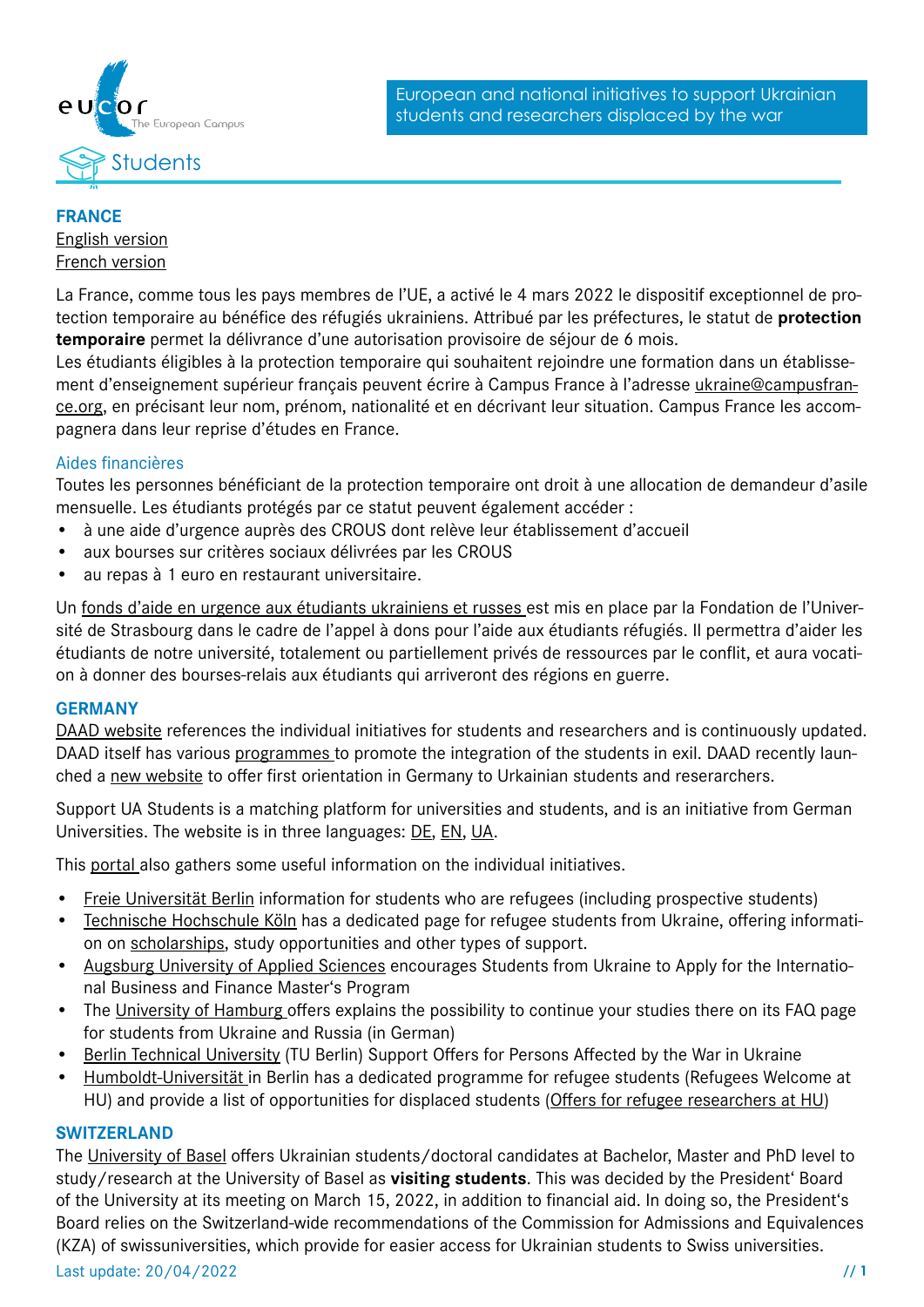European and national initiatives to support Ukrainian students and researchers displaced by the war

## Students

### FRANCE

English version
French version

La France, comme tous les pays membres de l'UE, a activé le 4 mars 2022 le dispositif exceptionnel de protection temporaire au bénéfice des réfugiés ukrainiens. Attribué par les préfectures, le statut de **protection temporaire** permet la délivrance d'une autorisation provisoire de séjour de 6 mois.
Les étudiants éligibles à la protection temporaire qui souhaitent rejoindre une formation dans un établissement d'enseignement supérieur français peuvent écrire à Campus France à l'adresse ukraine@campusfrance.org, en précisant leur nom, prénom, nationalité et en décrivant leur situation. Campus France les accompagnera dans leur reprise d'études en France.

#### Aides financières

Toutes les personnes bénéficiant de la protection temporaire ont droit à une allocation de demandeur d'asile mensuelle. Les étudiants protégés par ce statut peuvent également accéder :

- à une aide d'urgence auprès des CROUS dont relève leur établissement d'accueil
- aux bourses sur critères sociaux délivrées par les CROUS
- au repas à 1 euro en restaurant universitaire.

Un fonds d'aide en urgence aux étudiants ukrainiens et russes est mis en place par la Fondation de l'Université de Strasbourg dans le cadre de l'appel à dons pour l'aide aux étudiants réfugiés. Il permettra d'aider les étudiants de notre université, totalement ou partiellement privés de ressources par le conflit, et aura vocation à donner des bourses-relais aux étudiants qui arriveront des régions en guerre.

### GERMANY

DAAD website references the individual initiatives for students and researchers and is continuously updated. DAAD itself has various programmes to promote the integration of the students in exil. DAAD recently launched a new website to offer first orientation in Germany to Urkainian students and reserarchers.

Support UA Students is a matching platform for universities and students, and is an initiative from German Universities. The website is in three languages: DE, EN, UA.

This portal also gathers some useful information on the individual initiatives.

- Freie Universität Berlin information for students who are refugees (including prospective students)
- Technische Hochschule Köln has a dedicated page for refugee students from Ukraine, offering information on scholarships, study opportunities and other types of support.
- Augsburg University of Applied Sciences encourages Students from Ukraine to Apply for the International Business and Finance Master's Program
- The University of Hamburg offers explains the possibility to continue your studies there on its FAQ page for students from Ukraine and Russia (in German)
- Berlin Technical University (TU Berlin) Support Offers for Persons Affected by the War in Ukraine
- Humboldt-Universität in Berlin has a dedicated programme for refugee students (Refugees Welcome at HU) and provide a list of opportunities for displaced students (Offers for refugee researchers at HU)

### SWITZERLAND

The University of Basel offers Ukrainian students/doctoral candidates at Bachelor, Master and PhD level to study/research at the University of Basel as **visiting students**. This was decided by the President' Board of the University at its meeting on March 15, 2022, in addition to financial aid. In doing so, the President's Board relies on the Switzerland-wide recommendations of the Commission for Admissions and Equivalences (KZA) of swissuniversities, which provide for easier access for Ukrainian students to Swiss universities.

Last update: 20/04/2022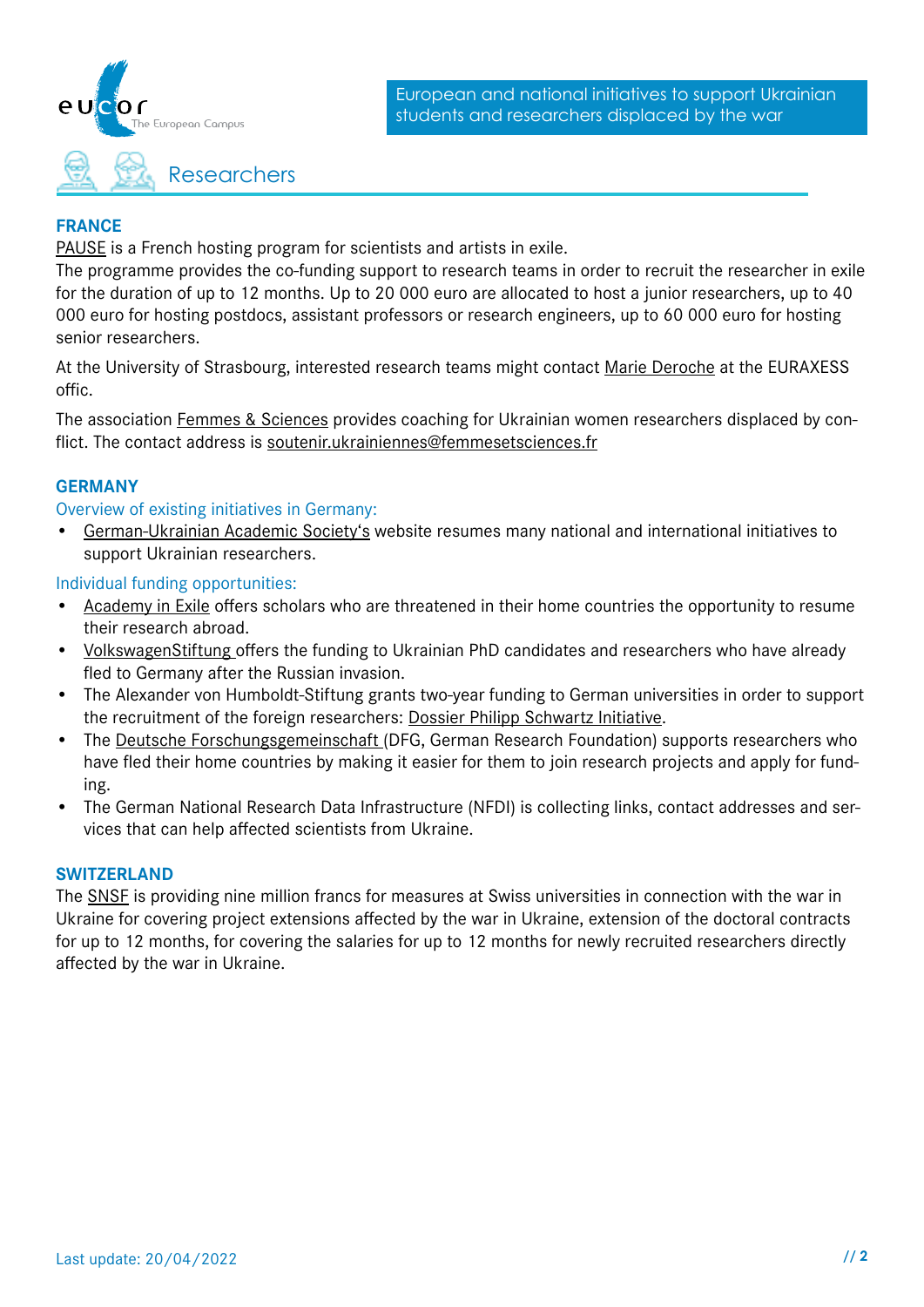## Researchers

### FRANCE

PAUSE is a French hosting program for scientists and artists in exile.
The programme provides the co-funding support to research teams in order to recruit the researcher in exile for the duration of up to 12 months. Up to 20 000 euro are allocated to host a junior researchers, up to 40 000 euro for hosting postdocs, assistant professors or research engineers, up to 60 000 euro for hosting senior researchers.

At the University of Strasbourg, interested research teams might contact Marie Deroche at the EURAXESS offic.

The association Femmes & Sciences provides coaching for Ukrainian women researchers displaced by conflict. The contact address is soutenir.ukrainiennes@femmesetsciences.fr

### GERMANY

Overview of existing initiatives in Germany:

- German-Ukrainian Academic Society's website resumes many national and international initiatives to support Ukrainian researchers.

Individual funding opportunities:

- Academy in Exile offers scholars who are threatened in their home countries the opportunity to resume their research abroad.
- VolkswagenStiftung offers the funding to Ukrainian PhD candidates and researchers who have already fled to Germany after the Russian invasion.
- The Alexander von Humboldt-Stiftung grants two-year funding to German universities in order to support the recruitment of the foreign researchers: Dossier Philipp Schwartz Initiative.
- The Deutsche Forschungsgemeinschaft (DFG, German Research Foundation) supports researchers who have fled their home countries by making it easier for them to join research projects and apply for funding.
- The German National Research Data Infrastructure (NFDI) is collecting links, contact addresses and services that can help affected scientists from Ukraine.

### SWITZERLAND

The SNSF is providing nine million francs for measures at Swiss universities in connection with the war in Ukraine for covering project extensions affected by the war in Ukraine, extension of the doctoral contracts for up to 12 months, for covering the salaries for up to 12 months for newly recruited researchers directly affected by the war in Ukraine.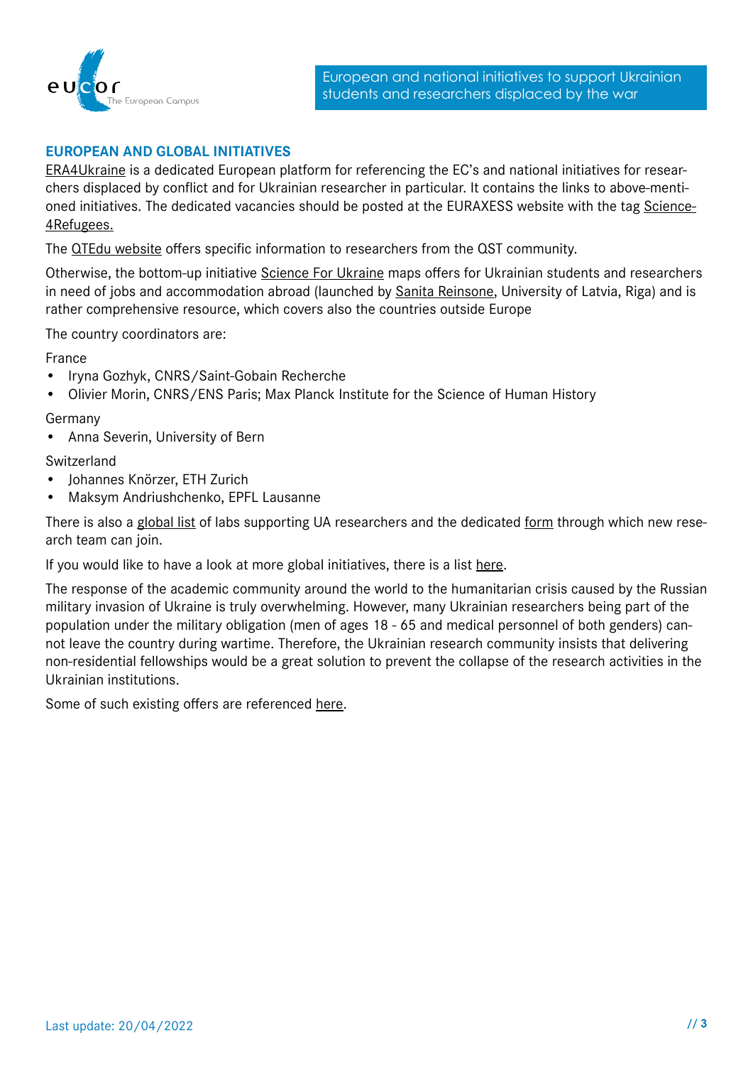## EUROPEAN AND GLOBAL INITIATIVES

ERA4Ukraine is a dedicated European platform for referencing the EC's and national initiatives for researchers displaced by conflict and for Ukrainian researcher in particular. It contains the links to above-mentioned initiatives. The dedicated vacancies should be posted at the EURAXESS website with the tag Science4Refugees.

The QTEdu website offers specific information to researchers from the QST community.

Otherwise, the bottom-up initiative Science For Ukraine maps offers for Ukrainian students and researchers in need of jobs and accommodation abroad (launched by Sanita Reinsone, University of Latvia, Riga) and is rather comprehensive resource, which covers also the countries outside Europe

The country coordinators are:

France

- Iryna Gozhyk, CNRS/Saint-Gobain Recherche
- Olivier Morin, CNRS/ENS Paris; Max Planck Institute for the Science of Human History

Germany

- Anna Severin, University of Bern

Switzerland

- Johannes Knörzer, ETH Zurich
- Maksym Andriushchenko, EPFL Lausanne

There is also a global list of labs supporting UA researchers and the dedicated form through which new research team can join.

If you would like to have a look at more global initiatives, there is a list here.

The response of the academic community around the world to the humanitarian crisis caused by the Russian military invasion of Ukraine is truly overwhelming. However, many Ukrainian researchers being part of the population under the military obligation (men of ages 18 - 65 and medical personnel of both genders) cannot leave the country during wartime. Therefore, the Ukrainian research community insists that delivering non-residential fellowships would be a great solution to prevent the collapse of the research activities in the Ukrainian institutions.

Some of such existing offers are referenced here.

Last update: 20/04/2022